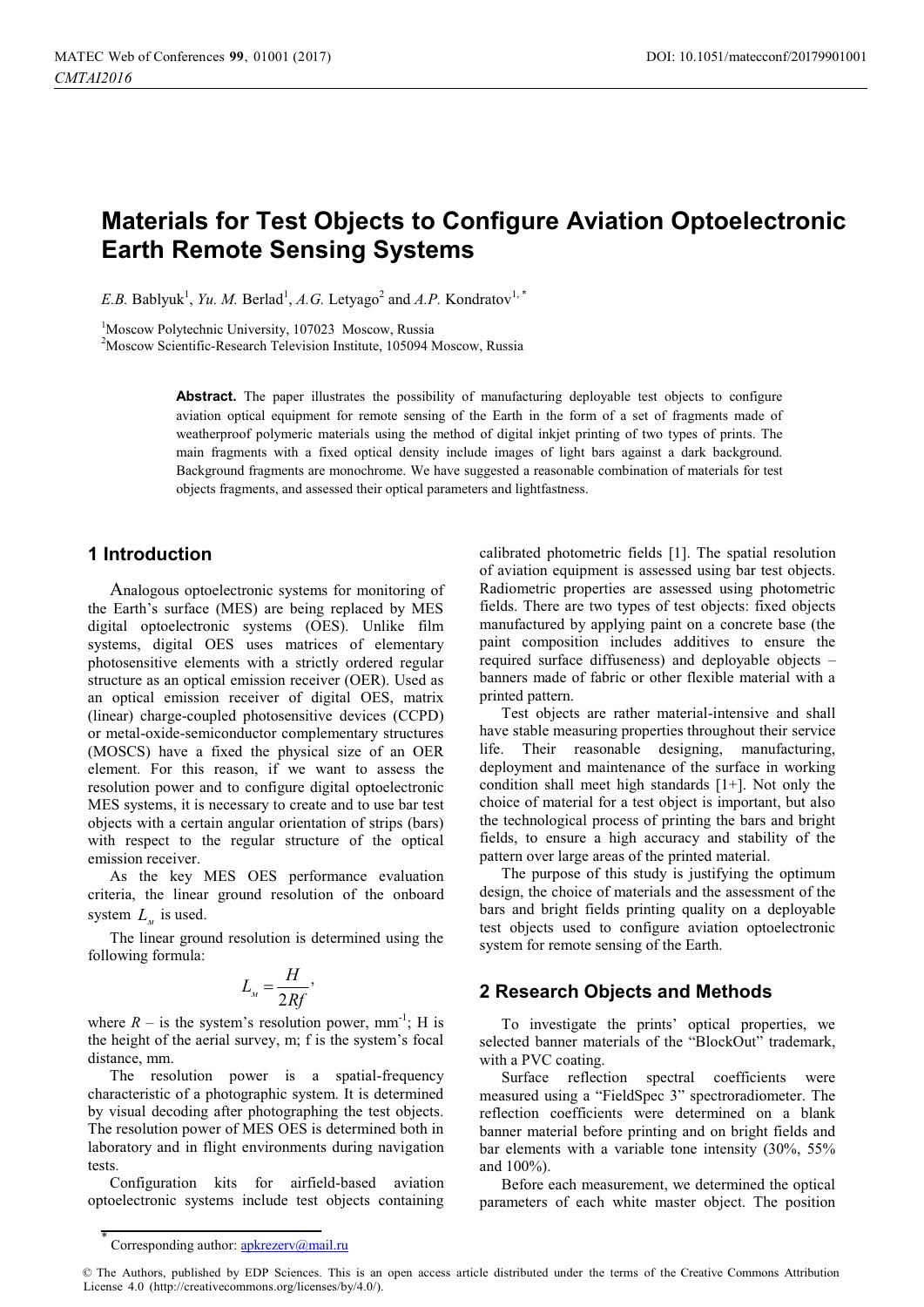# Materials for Test Objects to Configure Aviation Optoelectronic Earth Remote Sensing Systems

*E.B.* Bablyuk[1], *Yu. M.* Berlad[1], *A.G.* Letyago[2] and *A.P.* Kondratov[1,*]

[1]Moscow Polytechnic University, 107023 Moscow, Russia
[2]Moscow Scientific-Research Television Institute, 105094 Moscow, Russia

**Abstract.** The paper illustrates the possibility of manufacturing deployable test objects to configure aviation optical equipment for remote sensing of the Earth in the form of a set of fragments made of weatherproof polymeric materials using the method of digital inkjet printing of two types of prints. The main fragments with a fixed optical density include images of light bars against a dark background. Background fragments are monochrome. We have suggested a reasonable combination of materials for test objects fragments, and assessed their optical parameters and lightfastness.

## 1 Introduction

Analogous optoelectronic systems for monitoring of the Earth's surface (MES) are being replaced by MES digital optoelectronic systems (OES). Unlike film systems, digital OES uses matrices of elementary photosensitive elements with a strictly ordered regular structure as an optical emission receiver (OER). Used as an optical emission receiver of digital OES, matrix (linear) charge-coupled photosensitive devices (CCPD) or metal-oxide-semiconductor complementary structures (MOSCS) have a fixed the physical size of an OER element. For this reason, if we want to assess the resolution power and to configure digital optoelectronic MES systems, it is necessary to create and to use bar test objects with a certain angular orientation of strips (bars) with respect to the regular structure of the optical emission receiver.

As the key MES OES performance evaluation criteria, the linear ground resolution of the onboard system $L_м$ is used.

The linear ground resolution is determined using the following formula:

$$L_м = \frac{H}{2Rf},$$

where $R$ – is the system's resolution power, mm[-1]; H is the height of the aerial survey, m; f is the system's focal distance, mm.

The resolution power is a spatial-frequency characteristic of a photographic system. It is determined by visual decoding after photographing the test objects. The resolution power of MES OES is determined both in laboratory and in flight environments during navigation tests.

Configuration kits for airfield-based aviation optoelectronic systems include test objects containing calibrated photometric fields [1]. The spatial resolution of aviation equipment is assessed using bar test objects. Radiometric properties are assessed using photometric fields. There are two types of test objects: fixed objects manufactured by applying paint on a concrete base (the paint composition includes additives to ensure the required surface diffuseness) and deployable objects – banners made of fabric or other flexible material with a printed pattern.

Test objects are rather material-intensive and shall have stable measuring properties throughout their service life. Their reasonable designing, manufacturing, deployment and maintenance of the surface in working condition shall meet high standards [1+]. Not only the choice of material for a test object is important, but also the technological process of printing the bars and bright fields, to ensure a high accuracy and stability of the pattern over large areas of the printed material.

The purpose of this study is justifying the optimum design, the choice of materials and the assessment of the bars and bright fields printing quality on a deployable test objects used to configure aviation optoelectronic system for remote sensing of the Earth.

## 2 Research Objects and Methods

To investigate the prints' optical properties, we selected banner materials of the "BlockOut" trademark, with a PVC coating.

Surface reflection spectral coefficients were measured using a "FieldSpec 3" spectroradiometer. The reflection coefficients were determined on a blank banner material before printing and on bright fields and bar elements with a variable tone intensity (30%, 55% and 100%).

Before each measurement, we determined the optical parameters of each white master object. The position

* Corresponding author: apkrezerv@mail.ru

© The Authors, published by EDP Sciences. This is an open access article distributed under the terms of the Creative Commons Attribution License 4.0 (http://creativecommons.org/licenses/by/4.0/).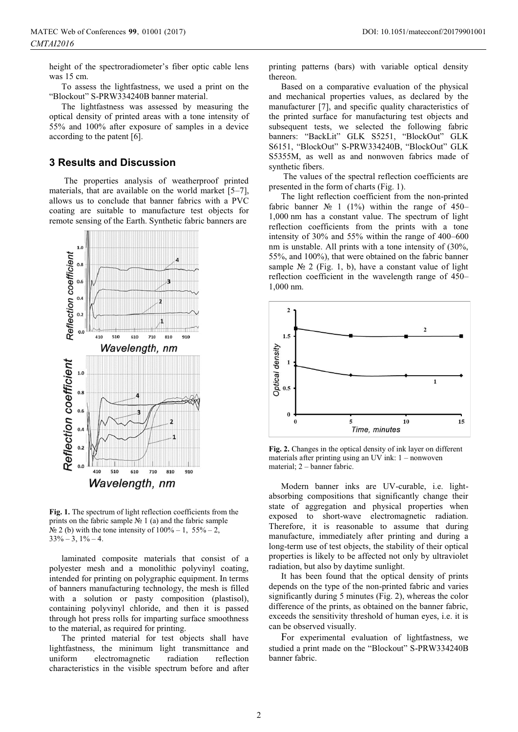height of the spectroradiometer's fiber optic cable lens was 15 cm.

To assess the lightfastness, we used a print on the "Blockout" S-PRW334240B banner material.

The lightfastness was assessed by measuring the optical density of printed areas with a tone intensity of 55% and 100% after exposure of samples in a device according to the patent [6].

## 3 Results and Discussion

The properties analysis of weatherproof printed materials, that are available on the world market [5–7], allows us to conclude that banner fabrics with a PVC coating are suitable to manufacture test objects for remote sensing of the Earth. Synthetic fabric banners are laminated composite materials that consist of a polyester mesh and a monolithic polyvinyl coating, intended for printing on polygraphic equipment. In terms of banners manufacturing technology, the mesh is filled with a solution or pasty composition (plastisol), containing polyvinyl chloride, and then it is passed through hot press rolls for imparting surface smoothness to the material, as required for printing.

**Fig. 1.** The spectrum of light reflection coefficients from the prints on the fabric sample № 1 (a) and the fabric sample № 2 (b) with the tone intensity of 100% – 1, 55% – 2, 33% – 3, 1% – 4.

The printed material for test objects shall have lightfastness, the minimum light transmittance and uniform electromagnetic radiation reflection characteristics in the visible spectrum before and after printing patterns (bars) with variable optical density thereon.

Based on a comparative evaluation of the physical and mechanical properties values, as declared by the manufacturer [7], and specific quality characteristics of the printed surface for manufacturing test objects and subsequent tests, we selected the following fabric banners: "BackLit" GLK S5251, "BlockOut" GLK S6151, "BlockOut" S-PRW334240B, "BlockOut" GLK S5355M, as well as and nonwoven fabrics made of synthetic fibers.

The values of the spectral reflection coefficients are presented in the form of charts (Fig. 1).

The light reflection coefficient from the non-printed fabric banner № 1 (1%) within the range of 450–1,000 nm has a constant value. The spectrum of light reflection coefficients from the prints with a tone intensity of 30% and 55% within the range of 400–600 nm is unstable. All prints with a tone intensity of (30%, 55%, and 100%), that were obtained on the fabric banner sample № 2 (Fig. 1, b), have a constant value of light reflection coefficient in the wavelength range of 450–1,000 nm.

**Fig. 2.** Changes in the optical density of ink layer on different materials after printing using an UV ink: 1 – nonwoven material; 2 – banner fabric.

Modern banner inks are UV-curable, i.e. light-absorbing compositions that significantly change their state of aggregation and physical properties when exposed to short-wave electromagnetic radiation. Therefore, it is reasonable to assume that during manufacture, immediately after printing and during a long-term use of test objects, the stability of their optical properties is likely to be affected not only by ultraviolet radiation, but also by daytime sunlight.

It has been found that the optical density of prints depends on the type of the non-printed fabric and varies significantly during 5 minutes (Fig. 2), whereas the color difference of the prints, as obtained on the banner fabric, exceeds the sensitivity threshold of human eyes, i.e. it is can be observed visually.

For experimental evaluation of lightfastness, we studied a print made on the "Blockout" S-PRW334240B banner fabric.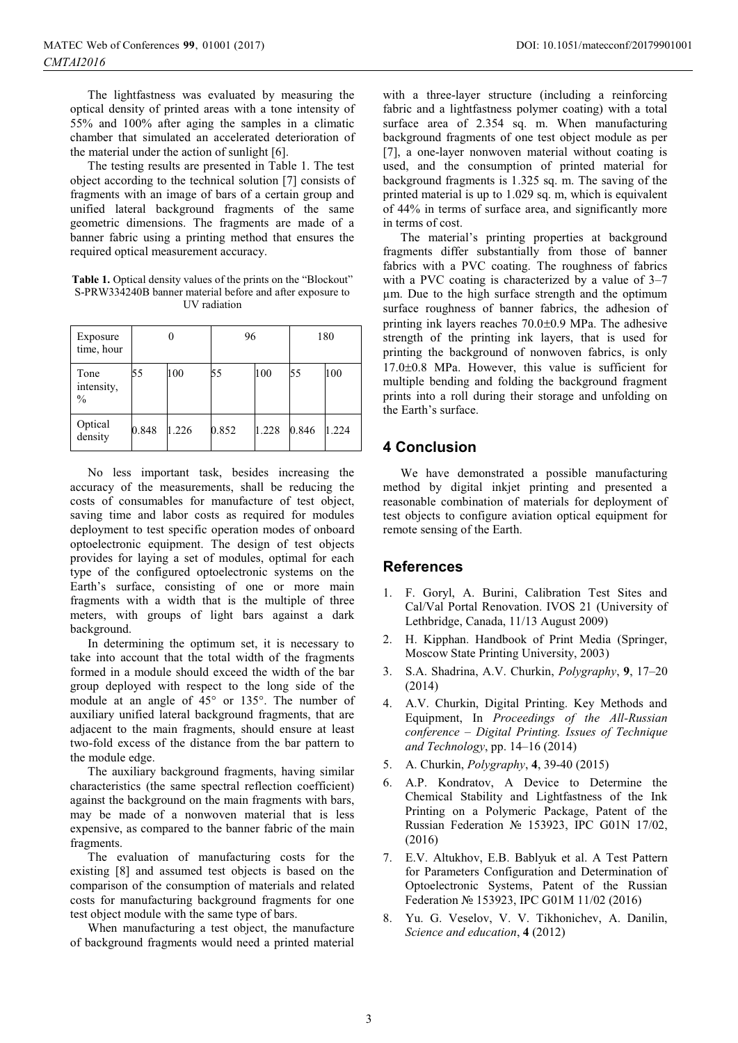The lightfastness was evaluated by measuring the optical density of printed areas with a tone intensity of 55% and 100% after aging the samples in a climatic chamber that simulated an accelerated deterioration of the material under the action of sunlight [6].

The testing results are presented in Table 1. The test object according to the technical solution [7] consists of fragments with an image of bars of a certain group and unified lateral background fragments of the same geometric dimensions. The fragments are made of a banner fabric using a printing method that ensures the required optical measurement accuracy.

**Table 1.** Optical density values of the prints on the "Blockout" S-PRW334240B banner material before and after exposure to UV radiation

| Exposure time, hour | 0 | | 96 | | 180 | |
|---|---|---|---|---|---|---|
| Tone intensity, % | 55 | 100 | 55 | 100 | 55 | 100 |
| Optical density | 0.848 | 1.226 | 0.852 | 1.228 | 0.846 | 1.224 |

No less important task, besides increasing the accuracy of the measurements, shall be reducing the costs of consumables for manufacture of test object, saving time and labor costs as required for modules deployment to test specific operation modes of onboard optoelectronic equipment. The design of test objects provides for laying a set of modules, optimal for each type of the configured optoelectronic systems on the Earth's surface, consisting of one or more main fragments with a width that is the multiple of three meters, with groups of light bars against a dark background.

In determining the optimum set, it is necessary to take into account that the total width of the fragments formed in a module should exceed the width of the bar group deployed with respect to the long side of the module at an angle of 45° or 135°. The number of auxiliary unified lateral background fragments, that are adjacent to the main fragments, should ensure at least two-fold excess of the distance from the bar pattern to the module edge.

The auxiliary background fragments, having similar characteristics (the same spectral reflection coefficient) against the background on the main fragments with bars, may be made of a nonwoven material that is less expensive, as compared to the banner fabric of the main fragments.

The evaluation of manufacturing costs for the existing [8] and assumed test objects is based on the comparison of the consumption of materials and related costs for manufacturing background fragments for one test object module with the same type of bars.

When manufacturing a test object, the manufacture of background fragments would need a printed material with a three-layer structure (including a reinforcing fabric and a lightfastness polymer coating) with a total surface area of 2.354 sq. m. When manufacturing background fragments of one test object module as per [7], a one-layer nonwoven material without coating is used, and the consumption of printed material for background fragments is 1.325 sq. m. The saving of the printed material is up to 1.029 sq. m, which is equivalent of 44% in terms of surface area, and significantly more in terms of cost.

The material's printing properties at background fragments differ substantially from those of banner fabrics with a PVC coating. The roughness of fabrics with a PVC coating is characterized by a value of 3–7 µm. Due to the high surface strength and the optimum surface roughness of banner fabrics, the adhesion of printing ink layers reaches 70.0±0.9 MPa. The adhesive strength of the printing ink layers, that is used for printing the background of nonwoven fabrics, is only 17.0±0.8 MPa. However, this value is sufficient for multiple bending and folding the background fragment prints into a roll during their storage and unfolding on the Earth's surface.

## 4 Conclusion

We have demonstrated a possible manufacturing method by digital inkjet printing and presented a reasonable combination of materials for deployment of test objects to configure aviation optical equipment for remote sensing of the Earth.

## References

1. F. Goryl, A. Burini, Calibration Test Sites and Cal/Val Portal Renovation. IVOS 21 (University of Lethbridge, Canada, 11/13 August 2009)
2. H. Kipphan. Handbook of Print Media (Springer, Moscow State Printing University, 2003)
3. S.A. Shadrina, A.V. Churkin, *Polygraphy*, **9**, 17–20 (2014)
4. A.V. Churkin, Digital Printing. Key Methods and Equipment, In *Proceedings of the All-Russian conference – Digital Printing. Issues of Technique and Technology*, pp. 14–16 (2014)
5. A. Churkin, *Polygraphy*, **4**, 39-40 (2015)
6. A.P. Kondratov, A Device to Determine the Chemical Stability and Lightfastness of the Ink Printing on a Polymeric Package, Patent of the Russian Federation № 153923, IPC G01N 17/02, (2016)
7. E.V. Altukhov, E.B. Bablyuk et al. A Test Pattern for Parameters Configuration and Determination of Optoelectronic Systems, Patent of the Russian Federation № 153923, IPC G01M 11/02 (2016)
8. Yu. G. Veselov, V. V. Tikhonichev, A. Danilin, *Science and education*, **4** (2012)